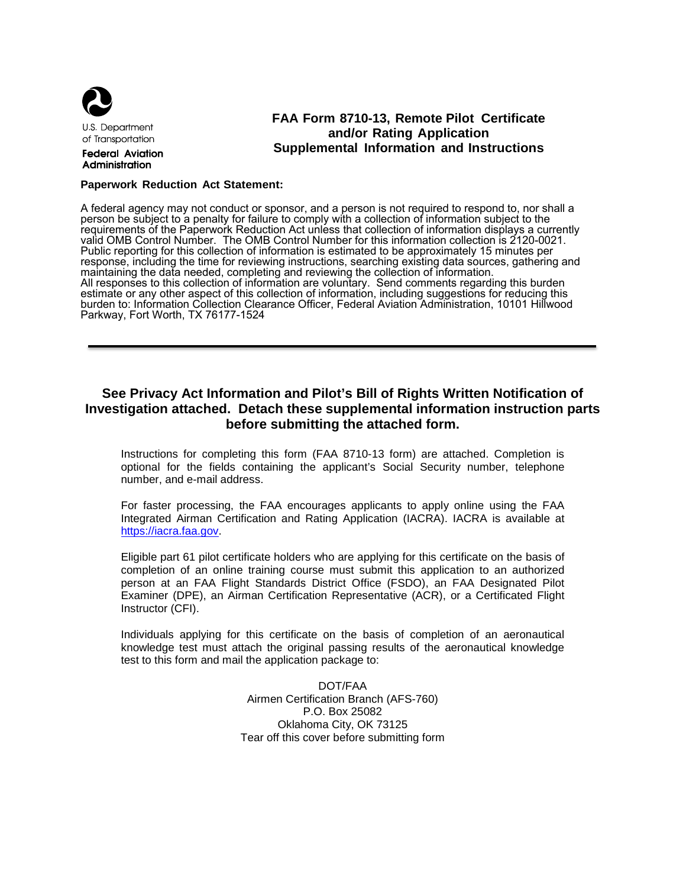U.S. Department of Transportation

**Federal Aviation Administration**

# FAA Form 8710-13, Remote Pilot Certificate and/or Rating Application Supplemental Information and Instructions

**Paperwork Reduction Act Statement:**

A federal agency may not conduct or sponsor, and a person is not required to respond to, nor shall a person be subject to a penalty for failure to comply with a collection of information subject to the requirements of the Paperwork Reduction Act unless that collection of information displays a currently valid OMB Control Number. The OMB Control Number for this information collection is 2120-0021. Public reporting for this collection of information is estimated to be approximately 15 minutes per response, including the time for reviewing instructions, searching existing data sources, gathering and maintaining the data needed, completing and reviewing the collection of information.
All responses to this collection of information are voluntary. Send comments regarding this burden estimate or any other aspect of this collection of information, including suggestions for reducing this burden to: Information Collection Clearance Officer, Federal Aviation Administration, 10101 Hillwood Parkway, Fort Worth, TX 76177-1524

---

## See Privacy Act Information and Pilot's Bill of Rights Written Notification of Investigation attached. Detach these supplemental information instruction parts before submitting the attached form.

Instructions for completing this form (FAA 8710-13 form) are attached. Completion is optional for the fields containing the applicant's Social Security number, telephone number, and e-mail address.

For faster processing, the FAA encourages applicants to apply online using the FAA Integrated Airman Certification and Rating Application (IACRA). IACRA is available at https://iacra.faa.gov.

Eligible part 61 pilot certificate holders who are applying for this certificate on the basis of completion of an online training course must submit this application to an authorized person at an FAA Flight Standards District Office (FSDO), an FAA Designated Pilot Examiner (DPE), an Airman Certification Representative (ACR), or a Certificated Flight Instructor (CFI).

Individuals applying for this certificate on the basis of completion of an aeronautical knowledge test must attach the original passing results of the aeronautical knowledge test to this form and mail the application package to:

DOT/FAA
Airmen Certification Branch (AFS-760)
P.O. Box 25082
Oklahoma City, OK 73125
Tear off this cover before submitting form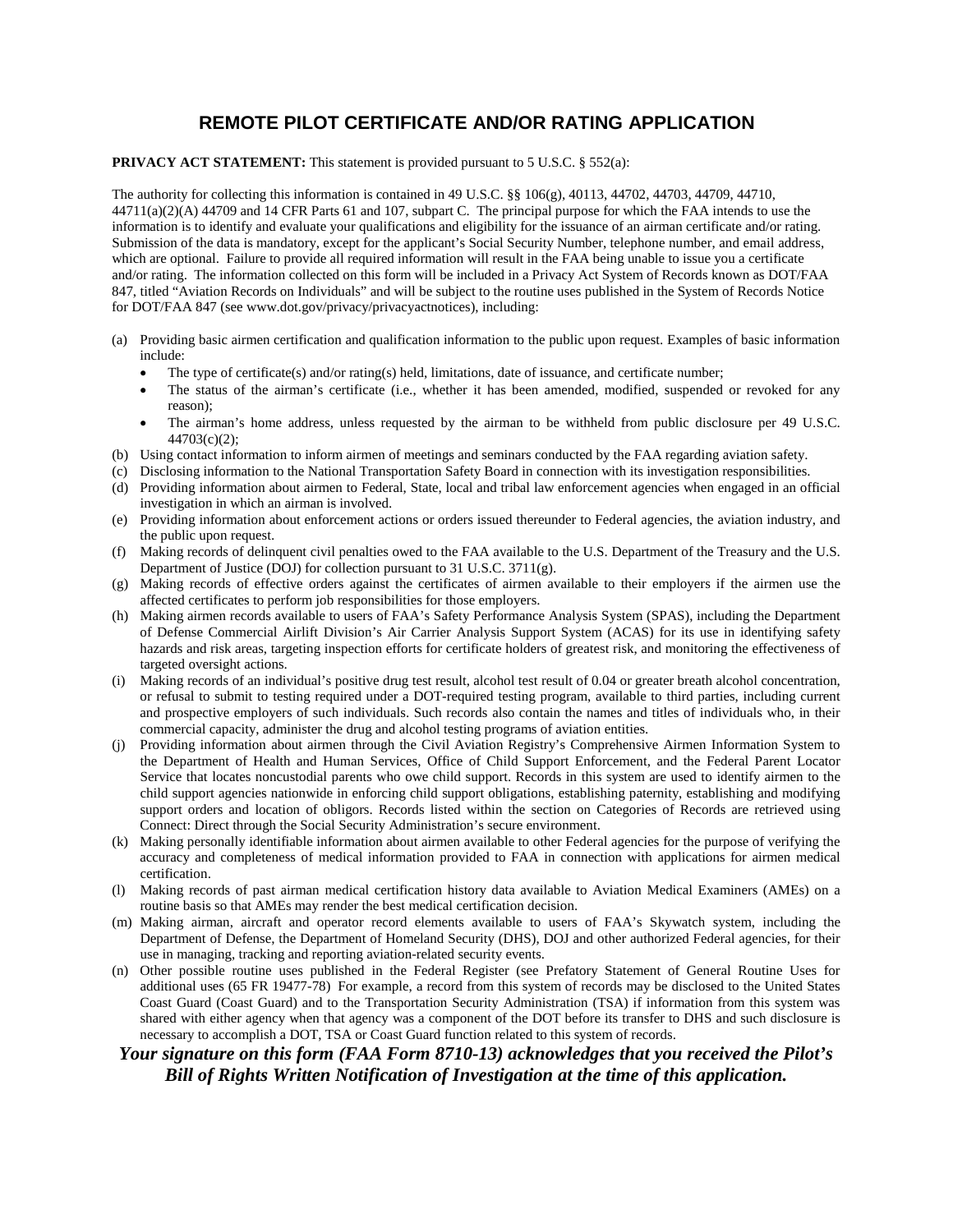# REMOTE PILOT CERTIFICATE AND/OR RATING APPLICATION

**PRIVACY ACT STATEMENT:** This statement is provided pursuant to 5 U.S.C. § 552(a):

The authority for collecting this information is contained in 49 U.S.C. §§ 106(g), 40113, 44702, 44703, 44709, 44710, 44711(a)(2)(A) 44709 and 14 CFR Parts 61 and 107, subpart C. The principal purpose for which the FAA intends to use the information is to identify and evaluate your qualifications and eligibility for the issuance of an airman certificate and/or rating. Submission of the data is mandatory, except for the applicant's Social Security Number, telephone number, and email address, which are optional. Failure to provide all required information will result in the FAA being unable to issue you a certificate and/or rating. The information collected on this form will be included in a Privacy Act System of Records known as DOT/FAA 847, titled "Aviation Records on Individuals" and will be subject to the routine uses published in the System of Records Notice for DOT/FAA 847 (see www.dot.gov/privacy/privacyactnotices), including:

(a) Providing basic airmen certification and qualification information to the public upon request. Examples of basic information include:
- The type of certificate(s) and/or rating(s) held, limitations, date of issuance, and certificate number;
- The status of the airman's certificate (i.e., whether it has been amended, modified, suspended or revoked for any reason);
- The airman's home address, unless requested by the airman to be withheld from public disclosure per 49 U.S.C. 44703(c)(2);

(b) Using contact information to inform airmen of meetings and seminars conducted by the FAA regarding aviation safety.

(c) Disclosing information to the National Transportation Safety Board in connection with its investigation responsibilities.

(d) Providing information about airmen to Federal, State, local and tribal law enforcement agencies when engaged in an official investigation in which an airman is involved.

(e) Providing information about enforcement actions or orders issued thereunder to Federal agencies, the aviation industry, and the public upon request.

(f) Making records of delinquent civil penalties owed to the FAA available to the U.S. Department of the Treasury and the U.S. Department of Justice (DOJ) for collection pursuant to 31 U.S.C. 3711(g).

(g) Making records of effective orders against the certificates of airmen available to their employers if the airmen use the affected certificates to perform job responsibilities for those employers.

(h) Making airmen records available to users of FAA's Safety Performance Analysis System (SPAS), including the Department of Defense Commercial Airlift Division's Air Carrier Analysis Support System (ACAS) for its use in identifying safety hazards and risk areas, targeting inspection efforts for certificate holders of greatest risk, and monitoring the effectiveness of targeted oversight actions.

(i) Making records of an individual's positive drug test result, alcohol test result of 0.04 or greater breath alcohol concentration, or refusal to submit to testing required under a DOT-required testing program, available to third parties, including current and prospective employers of such individuals. Such records also contain the names and titles of individuals who, in their commercial capacity, administer the drug and alcohol testing programs of aviation entities.

(j) Providing information about airmen through the Civil Aviation Registry's Comprehensive Airmen Information System to the Department of Health and Human Services, Office of Child Support Enforcement, and the Federal Parent Locator Service that locates noncustodial parents who owe child support. Records in this system are used to identify airmen to the child support agencies nationwide in enforcing child support obligations, establishing paternity, establishing and modifying support orders and location of obligors. Records listed within the section on Categories of Records are retrieved using Connect: Direct through the Social Security Administration's secure environment.

(k) Making personally identifiable information about airmen available to other Federal agencies for the purpose of verifying the accuracy and completeness of medical information provided to FAA in connection with applications for airmen medical certification.

(l) Making records of past airman medical certification history data available to Aviation Medical Examiners (AMEs) on a routine basis so that AMEs may render the best medical certification decision.

(m) Making airman, aircraft and operator record elements available to users of FAA's Skywatch system, including the Department of Defense, the Department of Homeland Security (DHS), DOJ and other authorized Federal agencies, for their use in managing, tracking and reporting aviation-related security events.

(n) Other possible routine uses published in the Federal Register (see Prefatory Statement of General Routine Uses for additional uses (65 FR 19477-78) For example, a record from this system of records may be disclosed to the United States Coast Guard (Coast Guard) and to the Transportation Security Administration (TSA) if information from this system was shared with either agency when that agency was a component of the DOT before its transfer to DHS and such disclosure is necessary to accomplish a DOT, TSA or Coast Guard function related to this system of records.

***Your signature on this form (FAA Form 8710-13) acknowledges that you received the Pilot's Bill of Rights Written Notification of Investigation at the time of this application.***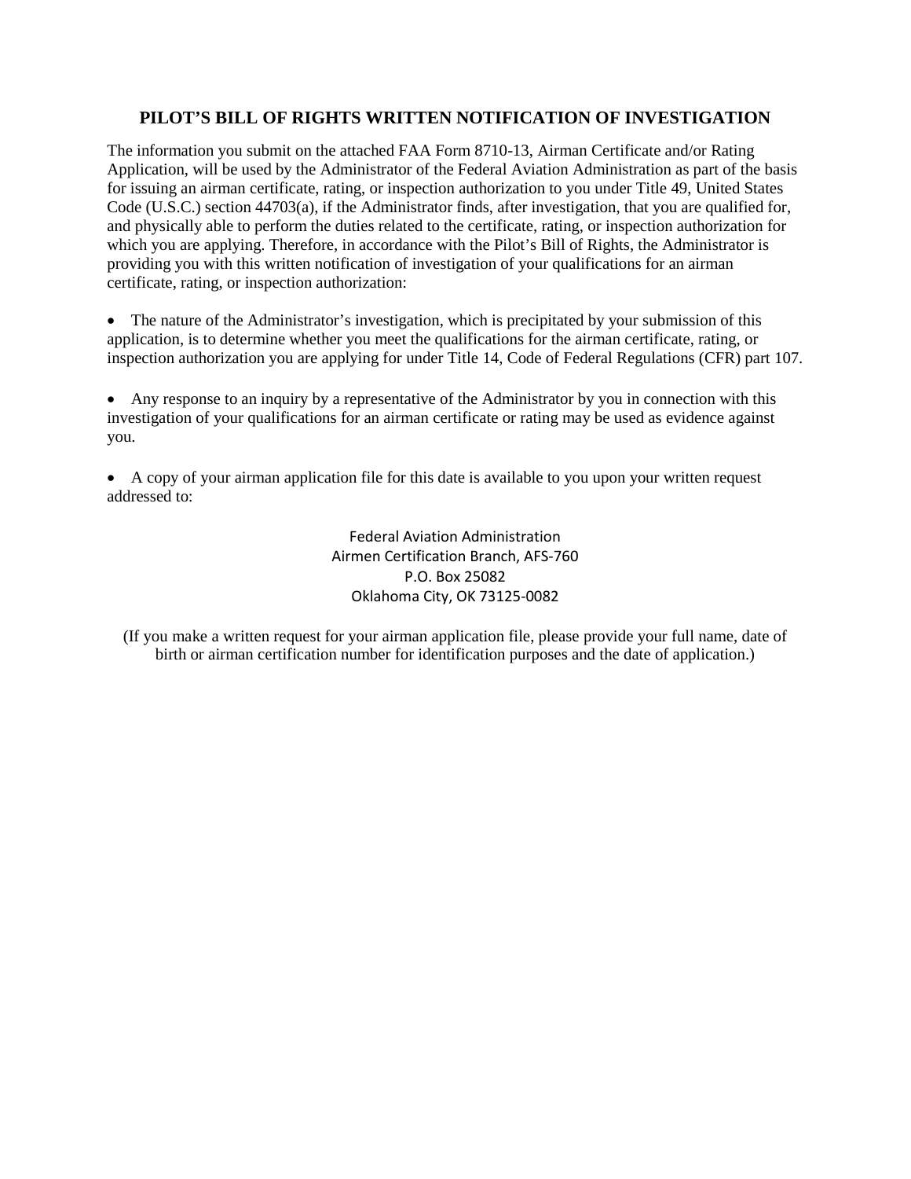## PILOT'S BILL OF RIGHTS WRITTEN NOTIFICATION OF INVESTIGATION

The information you submit on the attached FAA Form 8710-13, Airman Certificate and/or Rating Application, will be used by the Administrator of the Federal Aviation Administration as part of the basis for issuing an airman certificate, rating, or inspection authorization to you under Title 49, United States Code (U.S.C.) section 44703(a), if the Administrator finds, after investigation, that you are qualified for, and physically able to perform the duties related to the certificate, rating, or inspection authorization for which you are applying. Therefore, in accordance with the Pilot's Bill of Rights, the Administrator is providing you with this written notification of investigation of your qualifications for an airman certificate, rating, or inspection authorization:

- The nature of the Administrator's investigation, which is precipitated by your submission of this application, is to determine whether you meet the qualifications for the airman certificate, rating, or inspection authorization you are applying for under Title 14, Code of Federal Regulations (CFR) part 107.

- Any response to an inquiry by a representative of the Administrator by you in connection with this investigation of your qualifications for an airman certificate or rating may be used as evidence against you.

- A copy of your airman application file for this date is available to you upon your written request addressed to:

Federal Aviation Administration
Airmen Certification Branch, AFS-760
P.O. Box 25082
Oklahoma City, OK 73125-0082

(If you make a written request for your airman application file, please provide your full name, date of birth or airman certification number for identification purposes and the date of application.)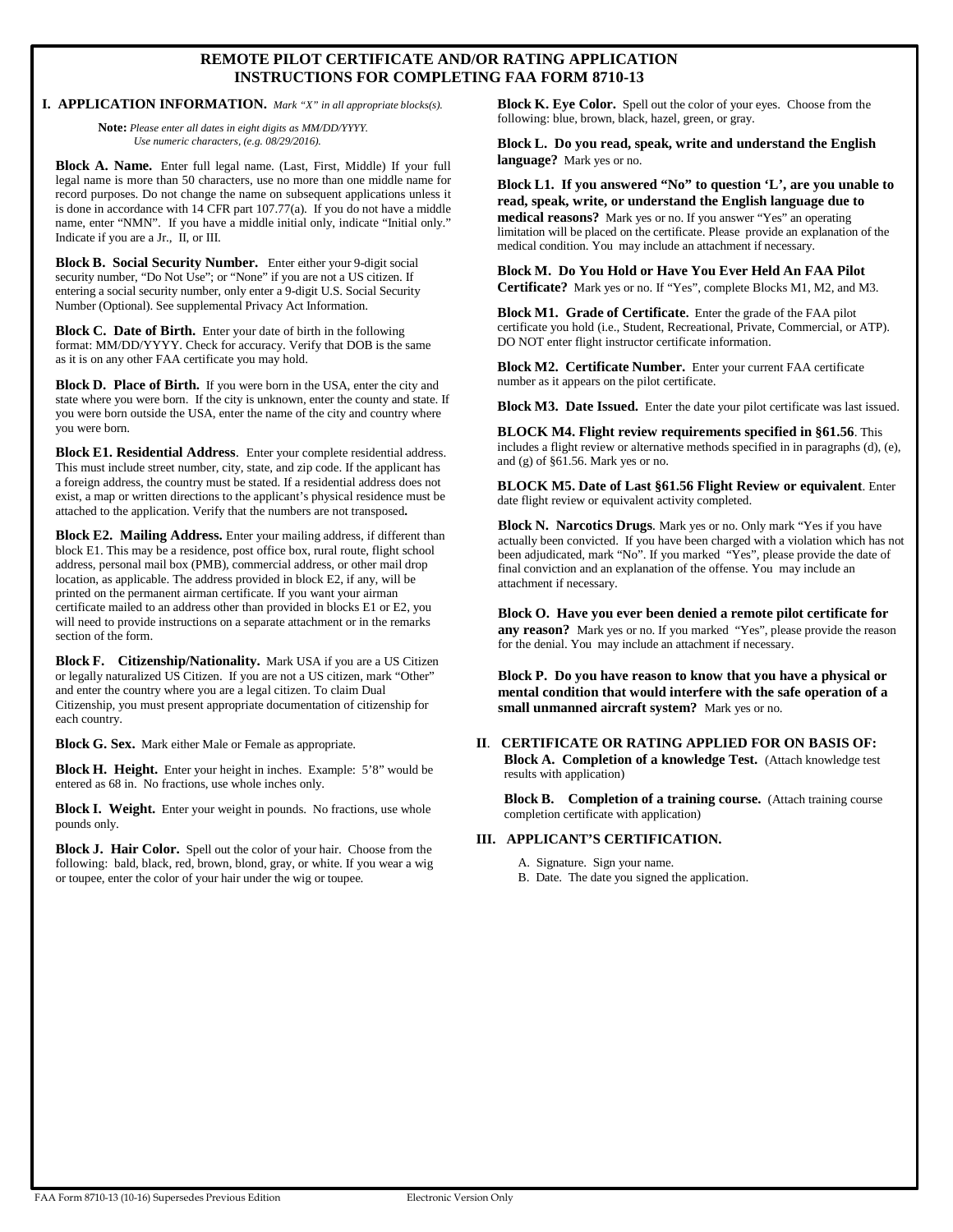# REMOTE PILOT CERTIFICATE AND/OR RATING APPLICATION
# INSTRUCTIONS FOR COMPLETING FAA FORM 8710-13

## I. APPLICATION INFORMATION. *Mark "X" in all appropriate blocks(s).*

**Note:** *Please enter all dates in eight digits as MM/DD/YYYY. Use numeric characters, (e.g. 08/29/2016).*

**Block A. Name.** Enter full legal name. (Last, First, Middle) If your full legal name is more than 50 characters, use no more than one middle name for record purposes. Do not change the name on subsequent applications unless it is done in accordance with 14 CFR part 107.77(a). If you do not have a middle name, enter "NMN". If you have a middle initial only, indicate "Initial only." Indicate if you are a Jr., II, or III.

**Block B. Social Security Number.** Enter either your 9-digit social security number, "Do Not Use"; or "None" if you are not a US citizen. If entering a social security number, only enter a 9-digit U.S. Social Security Number (Optional). See supplemental Privacy Act Information.

**Block C. Date of Birth.** Enter your date of birth in the following format: MM/DD/YYYY. Check for accuracy. Verify that DOB is the same as it is on any other FAA certificate you may hold.

**Block D. Place of Birth.** If you were born in the USA, enter the city and state where you were born. If the city is unknown, enter the county and state. If you were born outside the USA, enter the name of the city and country where you were born.

**Block E1. Residential Address**. Enter your complete residential address. This must include street number, city, state, and zip code. If the applicant has a foreign address, the country must be stated. If a residential address does not exist, a map or written directions to the applicant's physical residence must be attached to the application. Verify that the numbers are not transposed**.**

**Block E2. Mailing Address.** Enter your mailing address, if different than block E1. This may be a residence, post office box, rural route, flight school address, personal mail box (PMB), commercial address, or other mail drop location, as applicable. The address provided in block E2, if any, will be printed on the permanent airman certificate. If you want your airman certificate mailed to an address other than provided in blocks E1 or E2, you will need to provide instructions on a separate attachment or in the remarks section of the form.

**Block F. Citizenship/Nationality.** Mark USA if you are a US Citizen or legally naturalized US Citizen. If you are not a US citizen, mark "Other" and enter the country where you are a legal citizen. To claim Dual Citizenship, you must present appropriate documentation of citizenship for each country.

**Block G. Sex.** Mark either Male or Female as appropriate.

**Block H. Height.** Enter your height in inches. Example: 5'8" would be entered as 68 in. No fractions, use whole inches only.

**Block I. Weight.** Enter your weight in pounds. No fractions, use whole pounds only.

**Block J. Hair Color.** Spell out the color of your hair. Choose from the following: bald, black, red, brown, blond, gray, or white. If you wear a wig or toupee, enter the color of your hair under the wig or toupee.

**Block K. Eye Color.** Spell out the color of your eyes. Choose from the following: blue, brown, black, hazel, green, or gray.

**Block L. Do you read, speak, write and understand the English language?** Mark yes or no.

**Block L1. If you answered "No" to question 'L', are you unable to read, speak, write, or understand the English language due to medical reasons?** Mark yes or no. If you answer "Yes" an operating limitation will be placed on the certificate. Please provide an explanation of the medical condition. You may include an attachment if necessary.

**Block M. Do You Hold or Have You Ever Held An FAA Pilot Certificate?** Mark yes or no. If "Yes", complete Blocks M1, M2, and M3.

**Block M1. Grade of Certificate.** Enter the grade of the FAA pilot certificate you hold (i.e., Student, Recreational, Private, Commercial, or ATP). DO NOT enter flight instructor certificate information.

**Block M2. Certificate Number.** Enter your current FAA certificate number as it appears on the pilot certificate.

**Block M3. Date Issued.** Enter the date your pilot certificate was last issued.

**BLOCK M4. Flight review requirements specified in §61.56**. This includes a flight review or alternative methods specified in in paragraphs (d), (e), and (g) of §61.56. Mark yes or no.

**BLOCK M5. Date of Last §61.56 Flight Review or equivalent**. Enter date flight review or equivalent activity completed.

**Block N. Narcotics Drugs**. Mark yes or no. Only mark "Yes if you have actually been convicted. If you have been charged with a violation which has not been adjudicated, mark "No". If you marked "Yes", please provide the date of final conviction and an explanation of the offense. You may include an attachment if necessary.

**Block O. Have you ever been denied a remote pilot certificate for any reason?** Mark yes or no. If you marked "Yes", please provide the reason for the denial. You may include an attachment if necessary.

**Block P. Do you have reason to know that you have a physical or mental condition that would interfere with the safe operation of a small unmanned aircraft system?** Mark yes or no.

## II. CERTIFICATE OR RATING APPLIED FOR ON BASIS OF:

**Block A. Completion of a knowledge Test.** (Attach knowledge test results with application)

**Block B. Completion of a training course.** (Attach training course completion certificate with application)

## III. APPLICANT'S CERTIFICATION.

A. Signature. Sign your name.

B. Date. The date you signed the application.

FAA Form 8710-13 (10-16) Supersedes Previous Edition    Electronic Version Only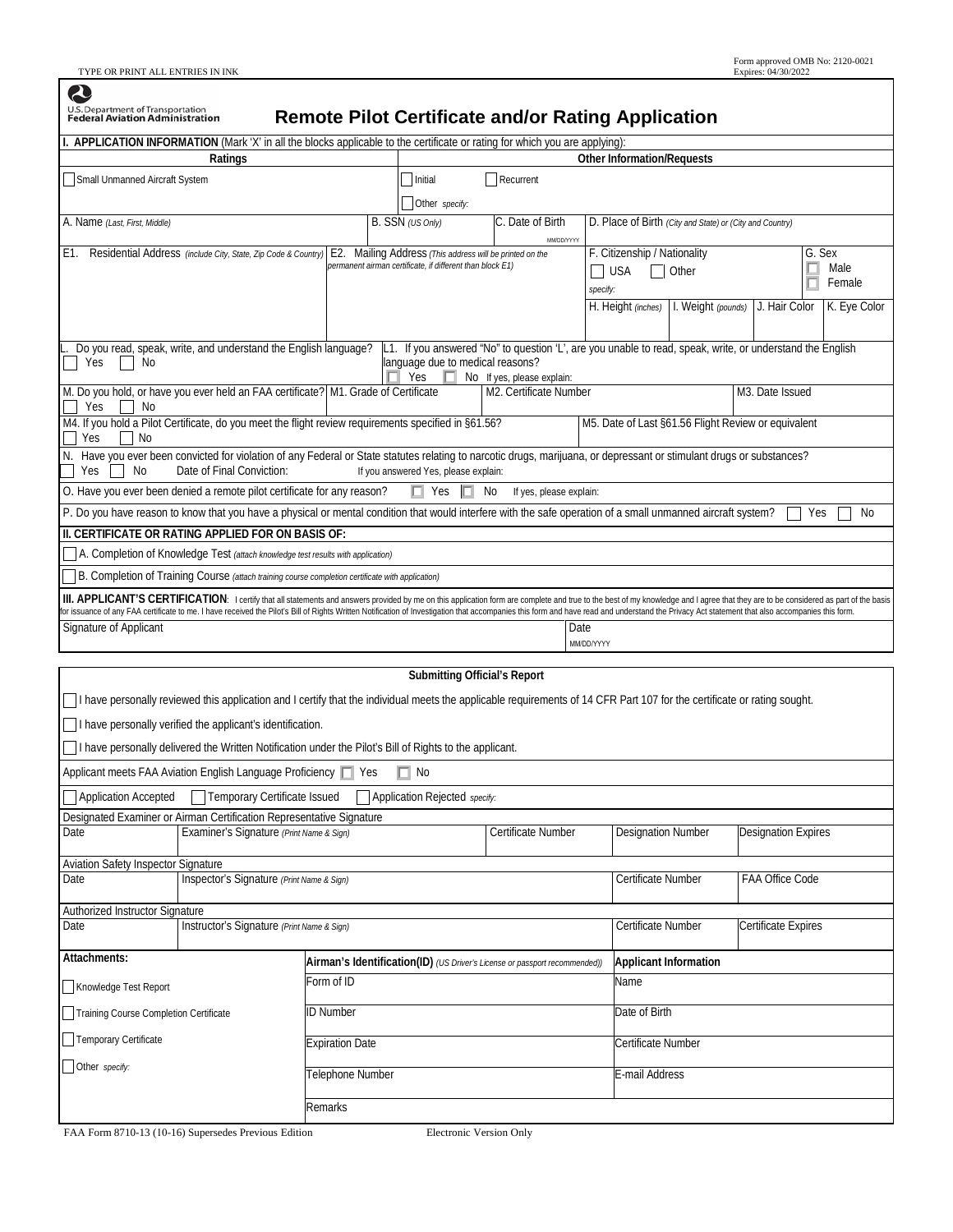TYPE OR PRINT ALL ENTRIES IN INK

Form approved OMB No: 2120-0021
Expires: 04/30/2022

U.S. Department of Transportation
**Federal Aviation Administration**

# Remote Pilot Certificate and/or Rating Application

**I. APPLICATION INFORMATION** (Mark 'X' in all the blocks applicable to the certificate or rating for which you are applying):

| Ratings | Other Information/Requests |
|---|---|
| ☐ Small Unmanned Aircraft System | ☐ Initial ☐ Recurrent<br>☐ Other *specify:* |

| A. Name *(Last, First, Middle)* | B. SSN *(US Only)* | C. Date of Birth *MM/DD/YYYY* | D. Place of Birth *(City and State) or (City and Country)* |
|---|---|---|---|
| | | | |

| E1. Residential Address *(include City, State, Zip Code & Country)* | E2. Mailing Address *(This address will be printed on the permanent airman certificate, if different than block E1)* | F. Citizenship / Nationality ☐ USA ☐ Other *specify:* | G. Sex ☐ Male ☐ Female |
|---|---|---|---|
| | | H. Height *(inches)* / I. Weight *(pounds)* | J. Hair Color / K. Eye Color |

L. Do you read, speak, write, and understand the English language? ☐ Yes ☐ No

L1. If you answered "No" to question 'L', are you unable to read, speak, write, or understand the English language due to medical reasons? ☐ Yes ☐ No If yes, please explain:

| M. Do you hold, or have you ever held an FAA certificate? ☐ Yes ☐ No | M1. Grade of Certificate | M2. Certificate Number | M3. Date Issued |
|---|---|---|---|
| | | | |

M4. If you hold a Pilot Certificate, do you meet the flight review requirements specified in §61.56? ☐ Yes ☐ No

M5. Date of Last §61.56 Flight Review or equivalent

N. Have you ever been convicted for violation of any Federal or State statutes relating to narcotic drugs, marijuana, or depressant or stimulant drugs or substances? ☐ Yes ☐ No Date of Final Conviction: If you answered Yes, please explain:

O. Have you ever been denied a remote pilot certificate for any reason? ☐ Yes ☐ No If yes, please explain:

P. Do you have reason to know that you have a physical or mental condition that would interfere with the safe operation of a small unmanned aircraft system? ☐ Yes ☐ No

**II. CERTIFICATE OR RATING APPLIED FOR ON BASIS OF:**

☐ A. Completion of Knowledge Test *(attach knowledge test results with application)*

☐ B. Completion of Training Course *(attach training course completion certificate with application)*

**III. APPLICANT'S CERTIFICATION**: I certify that all statements and answers provided by me on this application form are complete and true to the best of my knowledge and I agree that they are to be considered as part of the basis for issuance of any FAA certificate to me. I have received the Pilot's Bill of Rights Written Notification of Investigation that accompanies this form and have read and understand the Privacy Act statement that also accompanies this form.

| Signature of Applicant | Date *MM/DD/YYYY* |
|---|---|
| | |

## Submitting Official's Report

☐ I have personally reviewed this application and I certify that the individual meets the applicable requirements of 14 CFR Part 107 for the certificate or rating sought.

☐ I have personally verified the applicant's identification.

☐ I have personally delivered the Written Notification under the Pilot's Bill of Rights to the applicant.

Applicant meets FAA Aviation English Language Proficiency ☐ Yes ☐ No

☐ Application Accepted ☐ Temporary Certificate Issued ☐ Application Rejected *specify:*

Designated Examiner or Airman Certification Representative Signature

| Date | Examiner's Signature *(Print Name & Sign)* | Certificate Number | Designation Number | Designation Expires |
|---|---|---|---|---|
| | | | | |

Aviation Safety Inspector Signature

| Date | Inspector's Signature *(Print Name & Sign)* | Certificate Number | FAA Office Code |
|---|---|---|---|
| | | | |

Authorized Instructor Signature

| Date | Instructor's Signature *(Print Name & Sign)* | Certificate Number | Certificate Expires |
|---|---|---|---|
| | | | |

| **Attachments:** | **Airman's Identification(ID)** *(US Driver's License or passport recommended))* | **Applicant Information** |
|---|---|---|
| ☐ Knowledge Test Report | Form of ID | Name |
| ☐ Training Course Completion Certificate | ID Number | Date of Birth |
| ☐ Temporary Certificate | Expiration Date | Certificate Number |
| ☐ Other *specify:* | Telephone Number | E-mail Address |
| | Remarks | |

FAA Form 8710-13 (10-16) Supersedes Previous Edition    Electronic Version Only